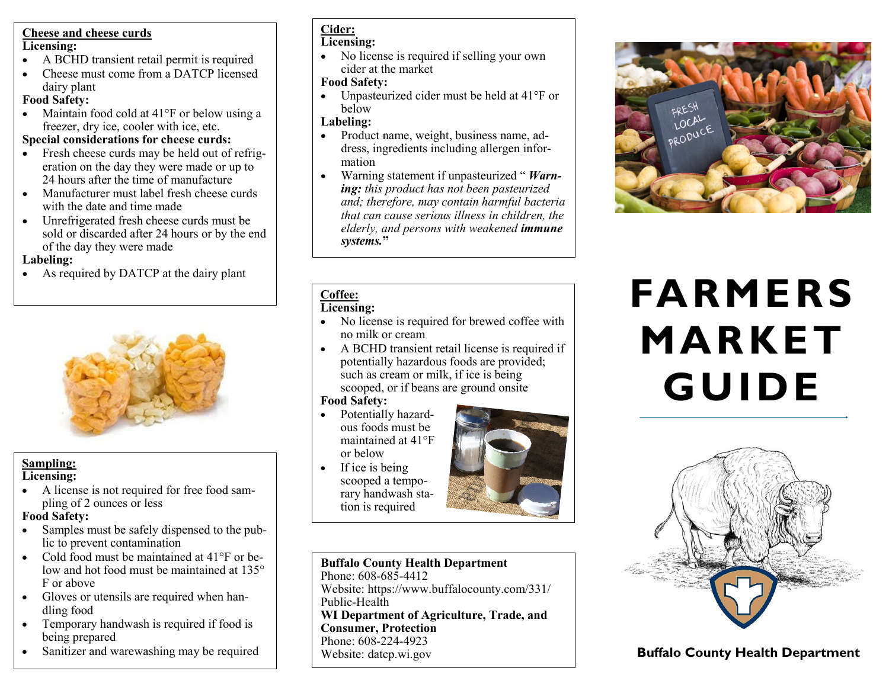## Cheese and cheese curds

**Licensing:**

- A BCHD transient retail permit is required
- Cheese must come from a DATCP licensed dairy plant

**Food Safety:**

- Maintain food cold at 41°F or below using a freezer, dry ice, cooler with ice, etc.

**Special considerations for cheese curds:**

- Fresh cheese curds may be held out of refrigeration on the day they were made or up to 24 hours after the time of manufacture
- Manufacturer must label fresh cheese curds with the date and time made
- Unrefrigerated fresh cheese curds must be sold or discarded after 24 hours or by the end of the day they were made

**Labeling:**

- As required by DATCP at the dairy plant

## Sampling:

**Licensing:**

- A license is not required for free food sampling of 2 ounces or less

**Food Safety:**

- Samples must be safely dispensed to the public to prevent contamination
- Cold food must be maintained at 41°F or below and hot food must be maintained at 135° F or above
- Gloves or utensils are required when handling food
- Temporary handwash is required if food is being prepared
- Sanitizer and warewashing may be required

## Cider:

**Licensing:**

- No license is required if selling your own cider at the market

**Food Safety:**

- Unpasteurized cider must be held at 41°F or below

**Labeling:**

- Product name, weight, business name, address, ingredients including allergen information
- Warning statement if unpasteurized "***Warning:*** *this product has not been pasteurized and; therefore, may contain harmful bacteria that can cause serious illness in children, the elderly, and persons with weakened* ***immune systems.***"

## Coffee:

**Licensing:**

- No license is required for brewed coffee with no milk or cream
- A BCHD transient retail license is required if potentially hazardous foods are provided; such as cream or milk, if ice is being scooped, or if beans are ground onsite

**Food Safety:**

- Potentially hazardous foods must be maintained at 41°F or below
- If ice is being scooped a temporary handwash station is required

**Buffalo County Health Department**
Phone: 608-685-4412
Website: https://www.buffalocounty.com/331/Public-Health

**WI Department of Agriculture, Trade, and Consumer, Protection**
Phone: 608-224-4923
Website: datcp.wi.gov

# FARMERS MARKET GUIDE

**Buffalo County Health Department**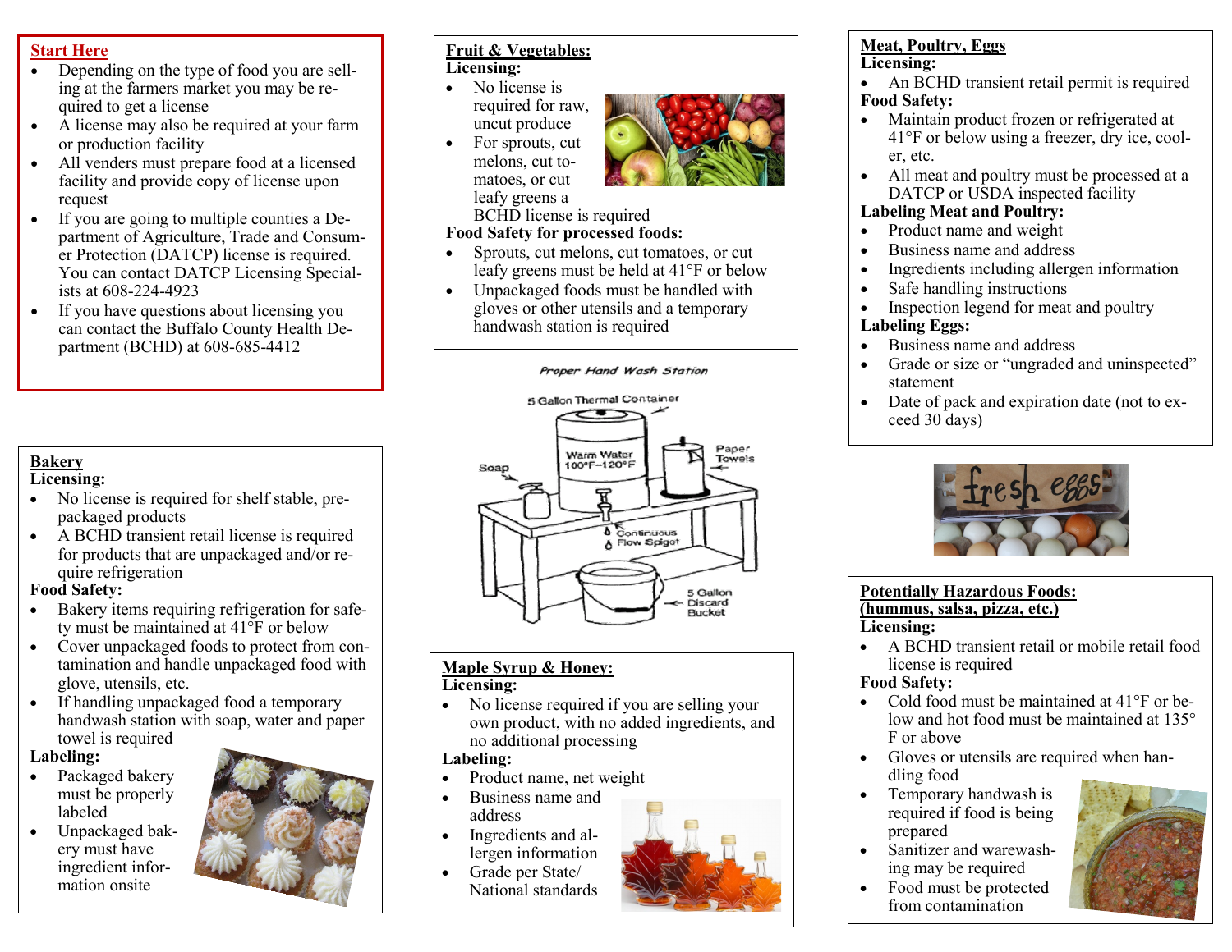## Start Here

- Depending on the type of food you are selling at the farmers market you may be required to get a license
- A license may also be required at your farm or production facility
- All venders must prepare food at a licensed facility and provide copy of license upon request
- If you are going to multiple counties a Department of Agriculture, Trade and Consumer Protection (DATCP) license is required. You can contact DATCP Licensing Specialists at 608-224-4923
- If you have questions about licensing you can contact the Buffalo County Health Department (BCHD) at 608-685-4412

## Bakery

**Licensing:**

- No license is required for shelf stable, prepackaged products
- A BCHD transient retail license is required for products that are unpackaged and/or require refrigeration

**Food Safety:**

- Bakery items requiring refrigeration for safety must be maintained at 41°F or below
- Cover unpackaged foods to protect from contamination and handle unpackaged food with glove, utensils, etc.
- If handling unpackaged food a temporary handwash station with soap, water and paper towel is required

**Labeling:**

- Packaged bakery must be properly labeled
- Unpackaged bakery must have ingredient information onsite

## Fruit & Vegetables:

**Licensing:**

- No license is required for raw, uncut produce
- For sprouts, cut melons, cut tomatoes, or cut leafy greens a BCHD license is required

**Food Safety for processed foods:**

- Sprouts, cut melons, cut tomatoes, or cut leafy greens must be held at 41°F or below
- Unpackaged foods must be handled with gloves or other utensils and a temporary handwash station is required

Proper Hand Wash Station

5 Gallon Thermal Container

Warm Water 100°F–120°F

Soap

Paper Towels

Continuous Flow Spigot

5 Gallon Discard Bucket

## Maple Syrup & Honey:

**Licensing:**

- No license required if you are selling your own product, with no added ingredients, and no additional processing

**Labeling:**

- Product name, net weight
- Business name and address
- Ingredients and allergen information
- Grade per State/ National standards

## Meat, Poultry, Eggs

**Licensing:**

- An BCHD transient retail permit is required

**Food Safety:**

- Maintain product frozen or refrigerated at 41°F or below using a freezer, dry ice, cooler, etc.
- All meat and poultry must be processed at a DATCP or USDA inspected facility

**Labeling Meat and Poultry:**

- Product name and weight
- Business name and address
- Ingredients including allergen information
- Safe handling instructions
- Inspection legend for meat and poultry

**Labeling Eggs:**

- Business name and address
- Grade or size or "ungraded and uninspected" statement
- Date of pack and expiration date (not to exceed 30 days)

## Potentially Hazardous Foods: (hummus, salsa, pizza, etc.)

**Licensing:**

- A BCHD transient retail or mobile retail food license is required

**Food Safety:**

- Cold food must be maintained at 41°F or below and hot food must be maintained at 135° F or above
- Gloves or utensils are required when handling food
- Temporary handwash is required if food is being prepared
- Sanitizer and warewashing may be required
- Food must be protected from contamination